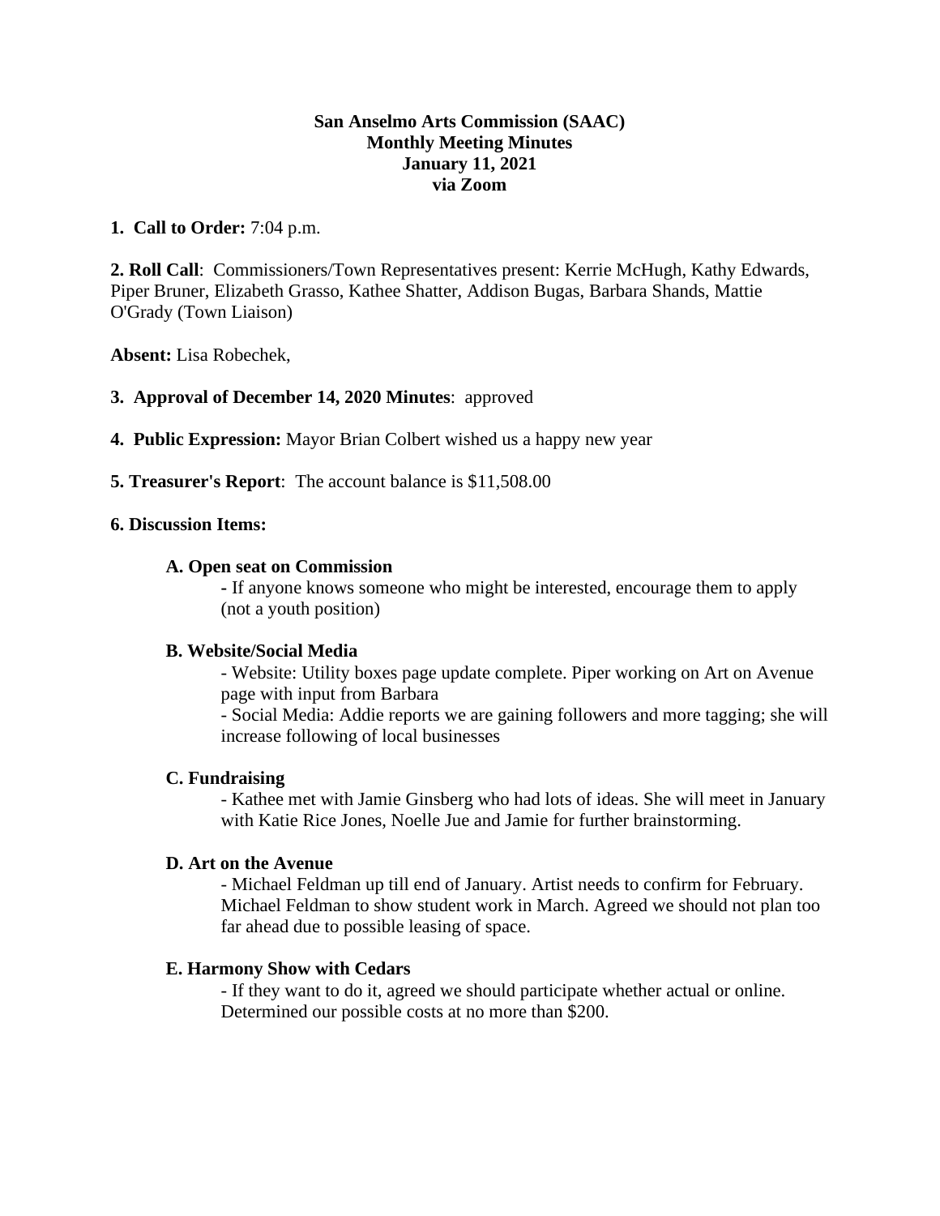**San Anselmo Arts Commission (SAAC)**
**Monthly Meeting Minutes**
**January 11, 2021**
**via Zoom**

**1. Call to Order:** 7:04 p.m.

**2. Roll Call**: Commissioners/Town Representatives present: Kerrie McHugh, Kathy Edwards, Piper Bruner, Elizabeth Grasso, Kathee Shatter, Addison Bugas, Barbara Shands, Mattie O'Grady (Town Liaison)

**Absent:** Lisa Robechek,

**3. Approval of December 14, 2020 Minutes**: approved

**4. Public Expression:** Mayor Brian Colbert wished us a happy new year

**5. Treasurer's Report**: The account balance is $11,508.00

**6. Discussion Items:**

**A. Open seat on Commission**

- If anyone knows someone who might be interested, encourage them to apply (not a youth position)

**B. Website/Social Media**

- Website: Utility boxes page update complete. Piper working on Art on Avenue page with input from Barbara
- Social Media: Addie reports we are gaining followers and more tagging; she will increase following of local businesses

**C. Fundraising**

- Kathee met with Jamie Ginsberg who had lots of ideas. She will meet in January with Katie Rice Jones, Noelle Jue and Jamie for further brainstorming.

**D. Art on the Avenue**

- Michael Feldman up till end of January. Artist needs to confirm for February. Michael Feldman to show student work in March. Agreed we should not plan too far ahead due to possible leasing of space.

**E. Harmony Show with Cedars**

- If they want to do it, agreed we should participate whether actual or online. Determined our possible costs at no more than $200.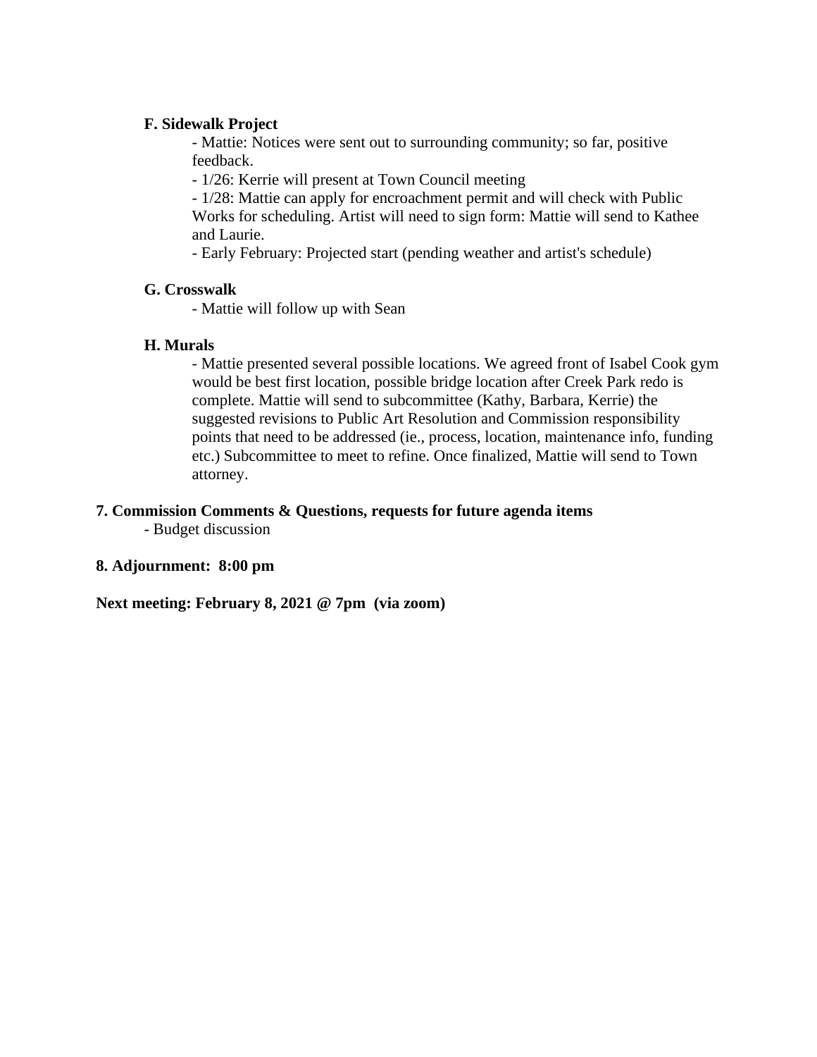**F. Sidewalk Project**

- Mattie: Notices were sent out to surrounding community; so far, positive feedback.
- 1/26: Kerrie will present at Town Council meeting
- 1/28: Mattie can apply for encroachment permit and will check with Public Works for scheduling. Artist will need to sign form: Mattie will send to Kathee and Laurie.
- Early February: Projected start (pending weather and artist's schedule)

**G. Crosswalk**

- Mattie will follow up with Sean

**H. Murals**

- Mattie presented several possible locations. We agreed front of Isabel Cook gym would be best first location, possible bridge location after Creek Park redo is complete. Mattie will send to subcommittee (Kathy, Barbara, Kerrie) the suggested revisions to Public Art Resolution and Commission responsibility points that need to be addressed (ie., process, location, maintenance info, funding etc.) Subcommittee to meet to refine. Once finalized, Mattie will send to Town attorney.

**7. Commission Comments & Questions, requests for future agenda items**

- Budget discussion

**8. Adjournment: 8:00 pm**

**Next meeting: February 8, 2021 @ 7pm (via zoom)**